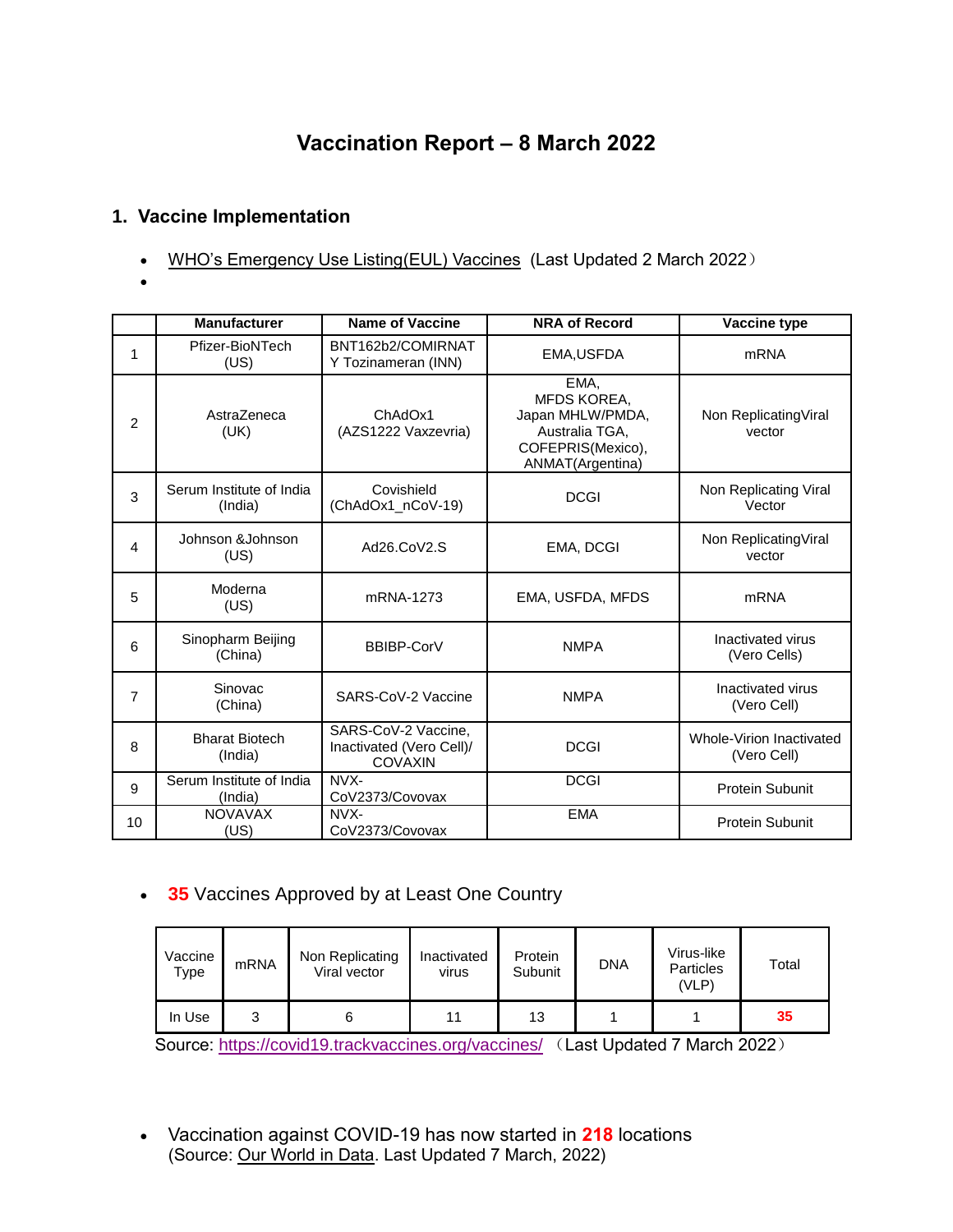# Vaccination Report – 8 March 2022

## 1. Vaccine Implementation

- WHO's Emergency Use Listing(EUL) Vaccines (Last Updated 2 March 2022）
-

| | Manufacturer | Name of Vaccine | NRA of Record | Vaccine type |
|---|---|---|---|---|
| 1 | Pfizer-BioNTech (US) | BNT162b2/COMIRNATY Tozinameran (INN) | EMA,USFDA | mRNA |
| 2 | AstraZeneca (UK) | ChAdOx1 (AZS1222 Vaxzevria) | EMA, MFDS KOREA, Japan MHLW/PMDA, Australia TGA, COFEPRIS(Mexico), ANMAT(Argentina) | Non ReplicatingViral vector |
| 3 | Serum Institute of India (India) | Covishield (ChAdOx1_nCoV-19) | DCGI | Non Replicating Viral Vector |
| 4 | Johnson &Johnson (US) | Ad26.CoV2.S | EMA, DCGI | Non ReplicatingViral vector |
| 5 | Moderna (US) | mRNA-1273 | EMA, USFDA, MFDS | mRNA |
| 6 | Sinopharm Beijing (China) | BBIBP-CorV | NMPA | Inactivated virus (Vero Cells) |
| 7 | Sinovac (China) | SARS-CoV-2 Vaccine | NMPA | Inactivated virus (Vero Cell) |
| 8 | Bharat Biotech (India) | SARS-CoV-2 Vaccine, Inactivated (Vero Cell)/ COVAXIN | DCGI | Whole-Virion Inactivated (Vero Cell) |
| 9 | Serum Institute of India (India) | NVX-CoV2373/Covovax | DCGI | Protein Subunit |
| 10 | NOVAVAX (US) | NVX-CoV2373/Covovax | EMA | Protein Subunit |

- **35** Vaccines Approved by at Least One Country

| Vaccine Type | mRNA | Non Replicating Viral vector | Inactivated virus | Protein Subunit | DNA | Virus-like Particles (VLP) | Total |
|---|---|---|---|---|---|---|---|
| In Use | 3 | 6 | 11 | 13 | 1 | 1 | **35** |

Source: https://covid19.trackvaccines.org/vaccines/ （Last Updated 7 March 2022）

- Vaccination against COVID-19 has now started in **218** locations (Source: Our World in Data. Last Updated 7 March, 2022)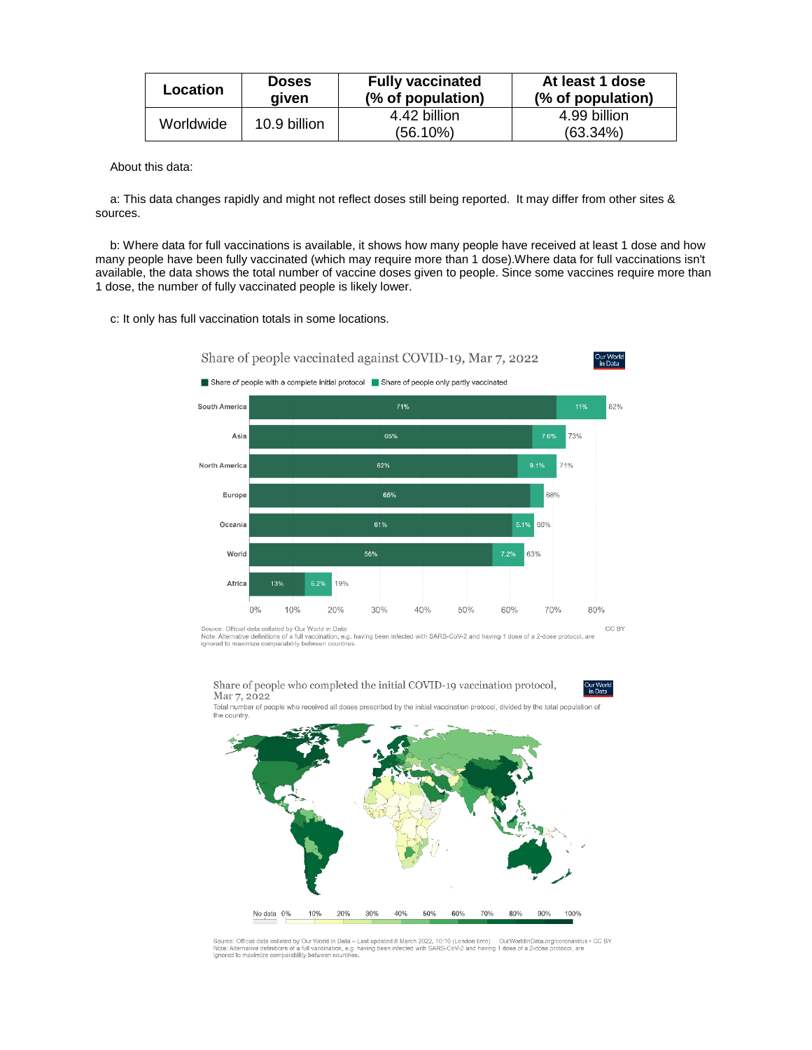| Location | Doses given | Fully vaccinated (% of population) | At least 1 dose (% of population) |
|---|---|---|---|
| Worldwide | 10.9 billion | 4.42 billion (56.10%) | 4.99 billion (63.34%) |

About this data:

a: This data changes rapidly and might not reflect doses still being reported. It may differ from other sites & sources.

b: Where data for full vaccinations is available, it shows how many people have received at least 1 dose and how many people have been fully vaccinated (which may require more than 1 dose).Where data for full vaccinations isn't available, the data shows the total number of vaccine doses given to people. Since some vaccines require more than 1 dose, the number of fully vaccinated people is likely lower.

c: It only has full vaccination totals in some locations.

Share of people vaccinated against COVID-19, Mar 7, 2022

Share of people with a complete initial protocol | Share of people only partly vaccinated

| Region | Complete initial protocol | Only partly vaccinated | Total |
|---|---|---|---|
| South America | 71% | 11% | 82% |
| Asia | 65% | 7.6% | 73% |
| North America | 62% | 9.1% | 71% |
| Europe | 65% | | 68% |
| Oceania | 61% | 5.1% | 66% |
| World | 56% | 7.2% | 63% |
| Africa | 13% | 6.2% | 19% |

Source: Official data collated by Our World in Data
Note: Alternative definitions of a full vaccination, e.g. having been infected with SARS-CoV-2 and having 1 dose of a 2-dose protocol, are ignored to maximize comparability between countries.

CC BY

Share of people who completed the initial COVID-19 vaccination protocol, Mar 7, 2022

Total number of people who received all doses prescribed by the initial vaccination protocol, divided by the total population of the country.

No data 0% 10% 20% 30% 40% 50% 60% 70% 80% 90% 100%

Source: Official data collated by Our World in Data – Last updated 8 March 2022, 10:10 (London time) OurWorldInData.org/coronavirus • CC BY
Note: Alternative definitions of a full vaccination, e.g. having been infected with SARS-CoV-2 and having 1 dose of a 2-dose protocol, are ignored to maximize comparability between countries.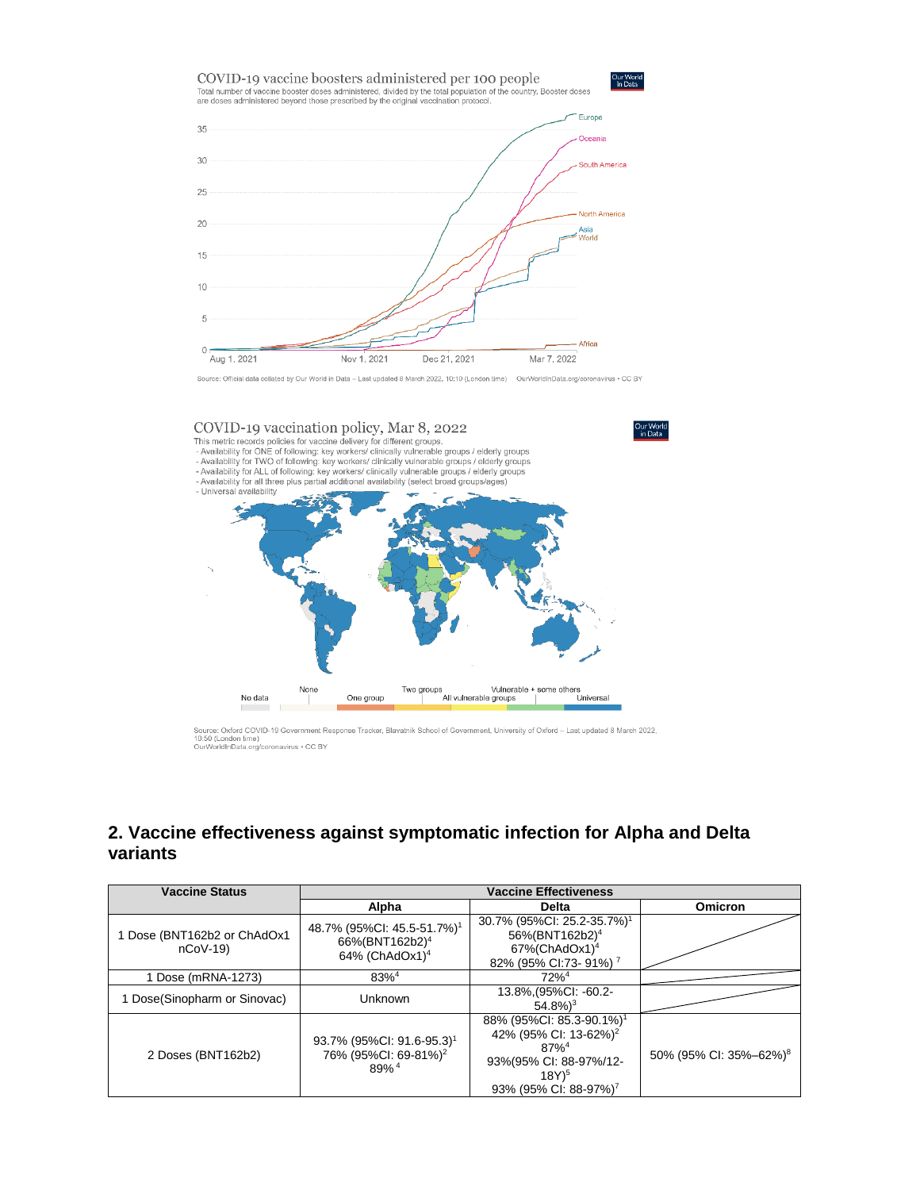COVID-19 vaccine boosters administered per 100 people

Total number of vaccine booster doses administered, divided by the total population of the country. Booster doses are doses administered beyond those prescribed by the original vaccination protocol.

Source: Official data collated by Our World in Data – Last updated 8 March 2022, 10:10 (London time) OurWorldInData.org/coronavirus • CC BY

COVID-19 vaccination policy, Mar 8, 2022

This metric records policies for vaccine delivery for different groups.
- Availability for ONE of following: key workers/ clinically vulnerable groups / elderly groups
- Availability for TWO of following: key workers/ clinically vulnerable groups / elderly groups
- Availability for ALL of following: key workers/ clinically vulnerable groups / elderly groups
- Availability for all three plus partial additional availability (select broad groups/ages)
- Universal availability

Source: Oxford COVID-19 Government Response Tracker, Blavatnik School of Government, University of Oxford – Last updated 8 March 2022, 10:50 (London time)
OurWorldInData.org/coronavirus • CC BY

## 2. Vaccine effectiveness against symptomatic infection for Alpha and Delta variants

| Vaccine Status | Vaccine Effectiveness | | |
|---|---|---|---|
| | Alpha | Delta | Omicron |
| 1 Dose (BNT162b2 or ChAdOx1 nCoV-19) | 48.7% (95%CI: 45.5-51.7%)[1] 66%(BNT162b2)[4] 64% (ChAdOx1)[4] | 30.7% (95%CI: 25.2-35.7%)[1] 56%(BNT162b2)[4] 67%(ChAdOx1)[4] 82% (95% CI:73- 91%) [7] | |
| 1 Dose (mRNA-1273) | 83%[4] | 72%[4] | |
| 1 Dose(Sinopharm or Sinovac) | Unknown | 13.8%,(95%CI: -60.2-54.8%)[3] | |
| 2 Doses (BNT162b2) | 93.7% (95%CI: 91.6-95.3)[1] 76% (95%CI: 69-81%)[2] 89% [4] | 88% (95%CI: 85.3-90.1%)[1] 42% (95% CI: 13-62%)[2] 87%[4] 93%(95% CI: 88-97%/12-18Y)[5] 93% (95% CI: 88-97%)[7] | 50% (95% CI: 35%–62%)[8] |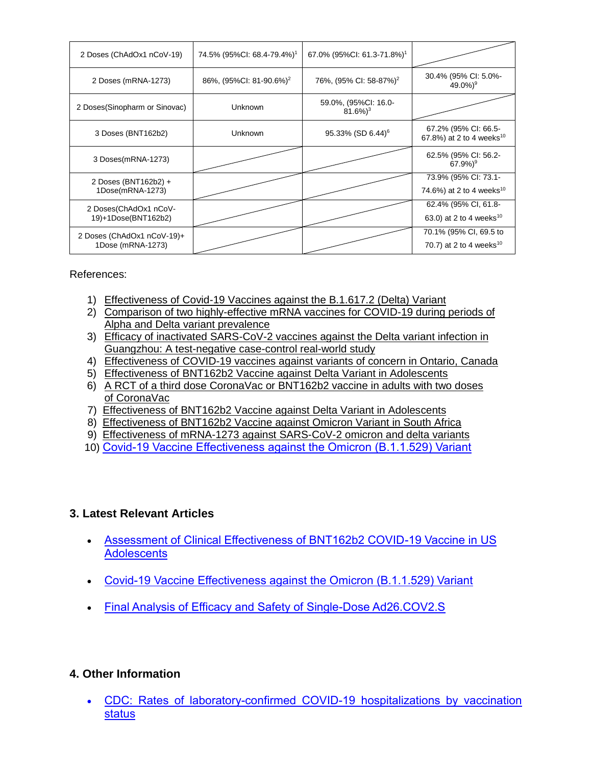| | | | |
|---|---|---|---|
| 2 Doses (ChAdOx1 nCoV-19) | 74.5% (95%CI: 68.4-79.4%)[1] | 67.0% (95%CI: 61.3-71.8%)[1] | |
| 2 Doses (mRNA-1273) | 86%, (95%CI: 81-90.6%)[2] | 76%, (95% CI: 58-87%)[2] | 30.4% (95% CI: 5.0%-49.0%)[9] |
| 2 Doses(Sinopharm or Sinovac) | Unknown | 59.0%, (95%CI: 16.0-81.6%)[3] | |
| 3 Doses (BNT162b2) | Unknown | 95.33% (SD 6.44)[6] | 67.2% (95% CI: 66.5-67.8%) at 2 to 4 weeks[10] |
| 3 Doses(mRNA-1273) | | | 62.5% (95% CI: 56.2-67.9%)[9] |
| 2 Doses (BNT162b2) + 1Dose(mRNA-1273) | | | 73.9% (95% CI: 73.1-74.6%) at 2 to 4 weeks[10] |
| 2 Doses(ChAdOx1 nCoV-19)+1Dose(BNT162b2) | | | 62.4% (95% CI, 61.8-63.0) at 2 to 4 weeks[10] |
| 2 Doses (ChAdOx1 nCoV-19)+ 1Dose (mRNA-1273) | | | 70.1% (95% CI, 69.5 to 70.7) at 2 to 4 weeks[10] |

References:

1) Effectiveness of Covid-19 Vaccines against the B.1.617.2 (Delta) Variant
2) Comparison of two highly-effective mRNA vaccines for COVID-19 during periods of Alpha and Delta variant prevalence
3) Efficacy of inactivated SARS-CoV-2 vaccines against the Delta variant infection in Guangzhou: A test-negative case-control real-world study
4) Effectiveness of COVID-19 vaccines against variants of concern in Ontario, Canada
5) Effectiveness of BNT162b2 Vaccine against Delta Variant in Adolescents
6) A RCT of a third dose CoronaVac or BNT162b2 vaccine in adults with two doses of CoronaVac
7) Effectiveness of BNT162b2 Vaccine against Delta Variant in Adolescents
8) Effectiveness of BNT162b2 Vaccine against Omicron Variant in South Africa
9) Effectiveness of mRNA-1273 against SARS-CoV-2 omicron and delta variants
10) Covid-19 Vaccine Effectiveness against the Omicron (B.1.1.529) Variant

### 3. Latest Relevant Articles

- Assessment of Clinical Effectiveness of BNT162b2 COVID-19 Vaccine in US Adolescents
- Covid-19 Vaccine Effectiveness against the Omicron (B.1.1.529) Variant
- Final Analysis of Efficacy and Safety of Single-Dose Ad26.COV2.S

### 4. Other Information

- CDC: Rates of laboratory-confirmed COVID-19 hospitalizations by vaccination status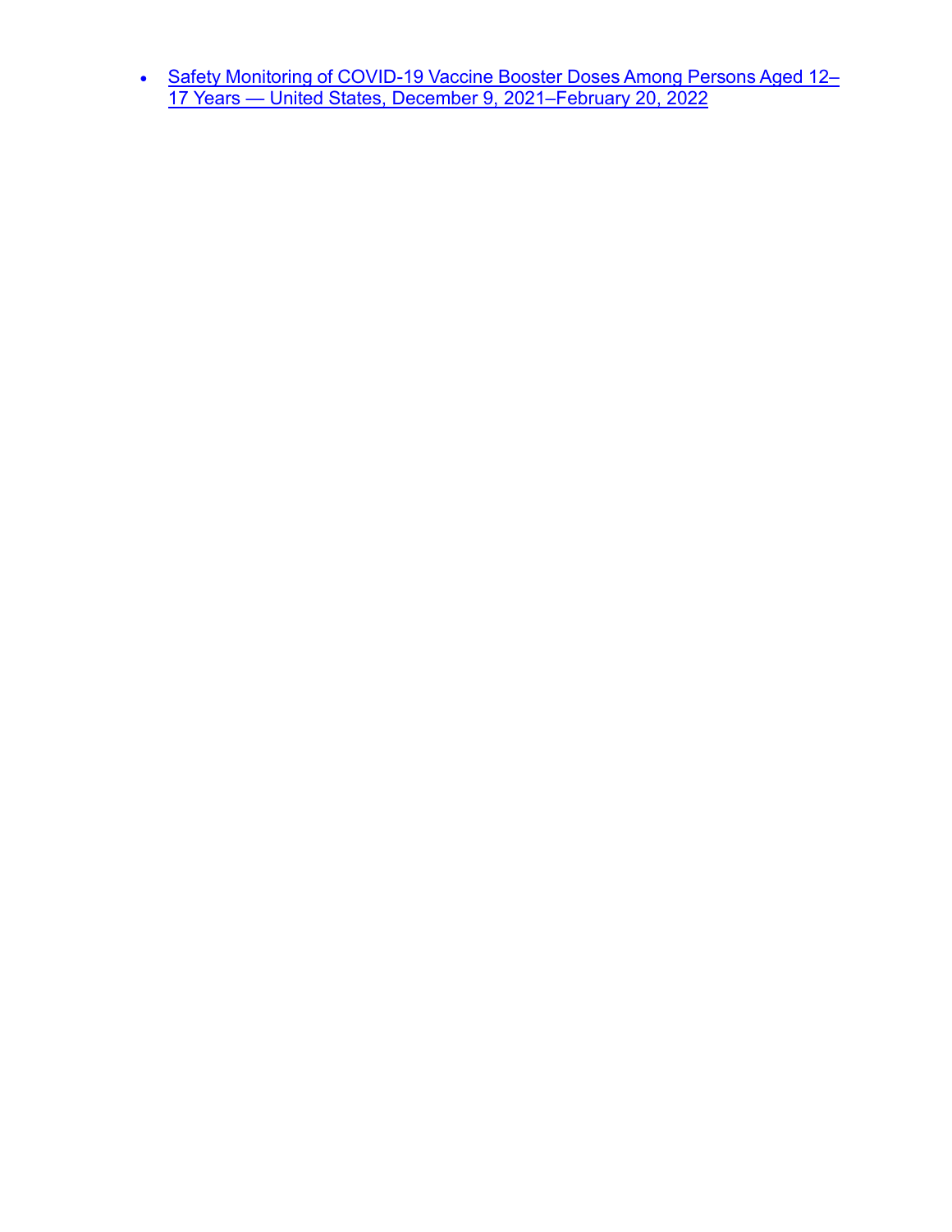- Safety Monitoring of COVID-19 Vaccine Booster Doses Among Persons Aged 12–17 Years — United States, December 9, 2021–February 20, 2022